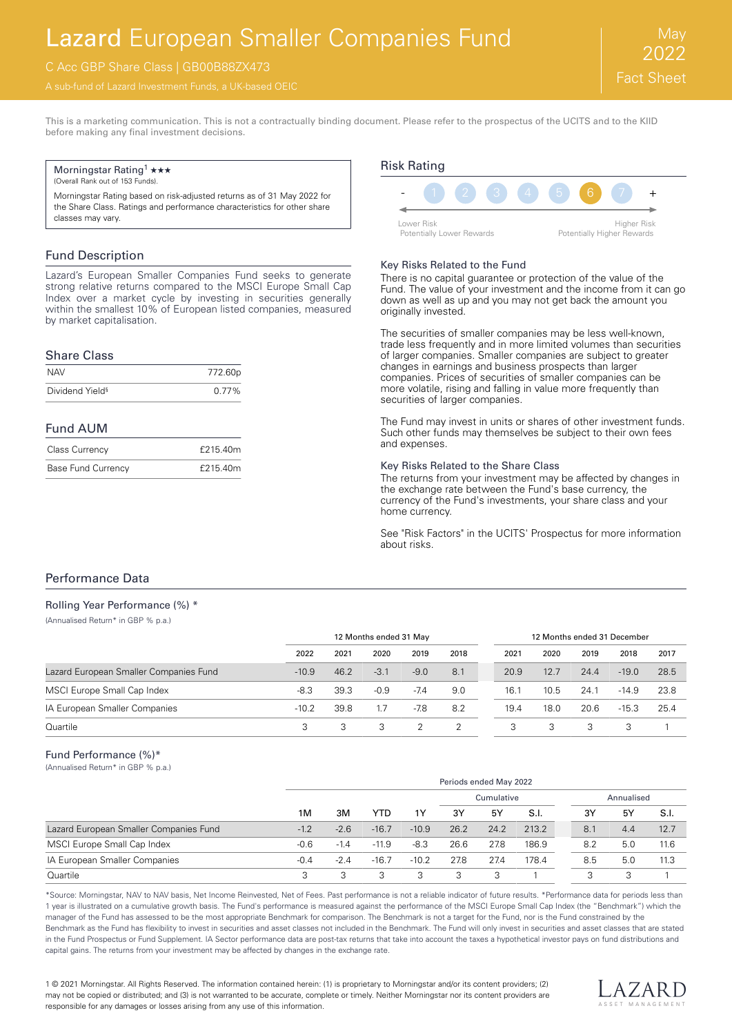# Lazard European Smaller Companies Fund

C Acc GBP Share Class | GB00B88ZX473

A sub-fund of Lazard Investment Funds, a UK-based OEIC

May 2022 Fact Sheet

This is a marketing communication. This is not a contractually binding document. Please refer to the prospectus of the UCITS and to the KIID before making any final investment decisions.

Morningstar Rating[1] ★★★
(Overall Rank out of 153 Funds).

Morningstar Rating based on risk-adjusted returns as of 31 May 2022 for the Share Class. Ratings and performance characteristics for other share classes may vary.

## Fund Description

Lazard's European Smaller Companies Fund seeks to generate strong relative returns compared to the MSCI Europe Small Cap Index over a market cycle by investing in securities generally within the smallest 10% of European listed companies, measured by market capitalisation.

## Share Class

| | |
|---|---|
| NAV | 772.60p |
| Dividend Yield§ | 0.77% |

## Fund AUM

| | |
|---|---|
| Class Currency | £215.40m |
| Base Fund Currency | £215.40m |

## Risk Rating

- 1 2 3 4 5 **6** 7 +

Lower Risk Potentially Lower Rewards — Higher Risk Potentially Higher Rewards

### Key Risks Related to the Fund

There is no capital guarantee or protection of the value of the Fund. The value of your investment and the income from it can go down as well as up and you may not get back the amount you originally invested.

The securities of smaller companies may be less well-known, trade less frequently and in more limited volumes than securities of larger companies. Smaller companies are subject to greater changes in earnings and business prospects than larger companies. Prices of securities of smaller companies can be more volatile, rising and falling in value more frequently than securities of larger companies.

The Fund may invest in units or shares of other investment funds. Such other funds may themselves be subject to their own fees and expenses.

### Key Risks Related to the Share Class

The returns from your investment may be affected by changes in the exchange rate between the Fund's base currency, the currency of the Fund's investments, your share class and your home currency.

See "Risk Factors" in the UCITS' Prospectus for more information about risks.

## Performance Data

### Rolling Year Performance (%) *

(Annualised Return* in GBP % p.a.)

| | 12 Months ended 31 May | | | | | 12 Months ended 31 December | | | | |
|---|---|---|---|---|---|---|---|---|---|---|
| | 2022 | 2021 | 2020 | 2019 | 2018 | 2021 | 2020 | 2019 | 2018 | 2017 |
| Lazard European Smaller Companies Fund | -10.9 | 46.2 | -3.1 | -9.0 | 8.1 | 20.9 | 12.7 | 24.4 | -19.0 | 28.5 |
| MSCI Europe Small Cap Index | -8.3 | 39.3 | -0.9 | -7.4 | 9.0 | 16.1 | 10.5 | 24.1 | -14.9 | 23.8 |
| IA European Smaller Companies | -10.2 | 39.8 | 1.7 | -7.8 | 8.2 | 19.4 | 18.0 | 20.6 | -15.3 | 25.4 |
| Quartile | 3 | 3 | 3 | 2 | 2 | 3 | 3 | 3 | 3 | 1 |

### Fund Performance (%)*

(Annualised Return* in GBP % p.a.)

| | Periods ended May 2022 | | | | | | | | | |
|---|---|---|---|---|---|---|---|---|---|---|
| | | | | | Cumulative | | | Annualised | | |
| | 1M | 3M | YTD | 1Y | 3Y | 5Y | S.I. | 3Y | 5Y | S.I. |
| Lazard European Smaller Companies Fund | -1.2 | -2.6 | -16.7 | -10.9 | 26.2 | 24.2 | 213.2 | 8.1 | 4.4 | 12.7 |
| MSCI Europe Small Cap Index | -0.6 | -1.4 | -11.9 | -8.3 | 26.6 | 27.8 | 186.9 | 8.2 | 5.0 | 11.6 |
| IA European Smaller Companies | -0.4 | -2.4 | -16.7 | -10.2 | 27.8 | 27.4 | 178.4 | 8.5 | 5.0 | 11.3 |
| Quartile | 3 | 3 | 3 | 3 | 3 | 3 | 1 | 3 | 3 | 1 |

*Source: Morningstar, NAV to NAV basis, Net Income Reinvested, Net of Fees. Past performance is not a reliable indicator of future results. *Performance data for periods less than 1 year is illustrated on a cumulative growth basis. The Fund's performance is measured against the performance of the MSCI Europe Small Cap Index (the "Benchmark") which the manager of the Fund has assessed to be the most appropriate Benchmark for comparison. The Benchmark is not a target for the Fund, nor is the Fund constrained by the Benchmark as the Fund has flexibility to invest in securities and asset classes not included in the Benchmark. The Fund will only invest in securities and asset classes that are stated in the Fund Prospectus or Fund Supplement. IA Sector performance data are post-tax returns that take into account the taxes a hypothetical investor pays on fund distributions and capital gains. The returns from your investment may be affected by changes in the exchange rate.

1 © 2021 Morningstar. All Rights Reserved. The information contained herein: (1) is proprietary to Morningstar and/or its content providers; (2) may not be copied or distributed; and (3) is not warranted to be accurate, complete or timely. Neither Morningstar nor its content providers are responsible for any damages or losses arising from any use of this information.

LAZARD ASSET MANAGEMENT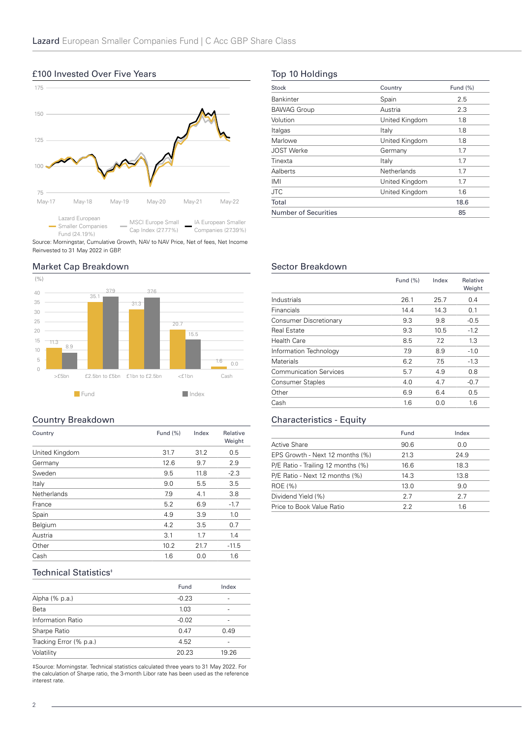## £100 Invested Over Five Years

Lazard European Smaller Companies Fund (24.19%) | MSCI Europe Small Cap Index (27.77%) | IA European Smaller Companies (27.39%)

Source: Morningstar, Cumulative Growth, NAV to NAV Price, Net of fees, Net Income Reinvested to 31 May 2022 in GBP.

## Top 10 Holdings

| Stock | Country | Fund (%) |
|---|---|---|
| Bankinter | Spain | 2.5 |
| BAWAG Group | Austria | 2.3 |
| Volution | United Kingdom | 1.8 |
| Italgas | Italy | 1.8 |
| Marlowe | United Kingdom | 1.8 |
| JOST Werke | Germany | 1.7 |
| Tinexta | Italy | 1.7 |
| Aalberts | Netherlands | 1.7 |
| IMI | United Kingdom | 1.7 |
| JTC | United Kingdom | 1.6 |
| Total | | 18.6 |
| Number of Securities | | 85 |

## Market Cap Breakdown

| (%) | >£5bn | £2.5bn to £5bn | £1bn to £2.5bn | <£1bn | Cash |
|---|---|---|---|---|---|
| Fund | 11.3 | 35.1 | 31.3 | 20.7 | 1.6 |
| Index | 8.9 | 37.9 | 37.6 | 15.5 | 0.0 |

## Sector Breakdown

| | Fund (%) | Index | Relative Weight |
|---|---|---|---|
| Industrials | 26.1 | 25.7 | 0.4 |
| Financials | 14.4 | 14.3 | 0.1 |
| Consumer Discretionary | 9.3 | 9.8 | -0.5 |
| Real Estate | 9.3 | 10.5 | -1.2 |
| Health Care | 8.5 | 7.2 | 1.3 |
| Information Technology | 7.9 | 8.9 | -1.0 |
| Materials | 6.2 | 7.5 | -1.3 |
| Communication Services | 5.7 | 4.9 | 0.8 |
| Consumer Staples | 4.0 | 4.7 | -0.7 |
| Other | 6.9 | 6.4 | 0.5 |
| Cash | 1.6 | 0.0 | 1.6 |

## Country Breakdown

| Country | Fund (%) | Index | Relative Weight |
|---|---|---|---|
| United Kingdom | 31.7 | 31.2 | 0.5 |
| Germany | 12.6 | 9.7 | 2.9 |
| Sweden | 9.5 | 11.8 | -2.3 |
| Italy | 9.0 | 5.5 | 3.5 |
| Netherlands | 7.9 | 4.1 | 3.8 |
| France | 5.2 | 6.9 | -1.7 |
| Spain | 4.9 | 3.9 | 1.0 |
| Belgium | 4.2 | 3.5 | 0.7 |
| Austria | 3.1 | 1.7 | 1.4 |
| Other | 10.2 | 21.7 | -11.5 |
| Cash | 1.6 | 0.0 | 1.6 |

## Characteristics - Equity

| | Fund | Index |
|---|---|---|
| Active Share | 90.6 | 0.0 |
| EPS Growth - Next 12 months (%) | 21.3 | 24.9 |
| P/E Ratio - Trailing 12 months (%) | 16.6 | 18.3 |
| P/E Ratio - Next 12 months (%) | 14.3 | 13.8 |
| ROE (%) | 13.0 | 9.0 |
| Dividend Yield (%) | 2.7 | 2.7 |
| Price to Book Value Ratio | 2.2 | 1.6 |

## Technical Statistics‡

| | Fund | Index |
|---|---|---|
| Alpha (% p.a.) | -0.23 | - |
| Beta | 1.03 | - |
| Information Ratio | -0.02 | - |
| Sharpe Ratio | 0.47 | 0.49 |
| Tracking Error (% p.a.) | 4.52 | - |
| Volatility | 20.23 | 19.26 |

‡Source: Morningstar. Technical statistics calculated three years to 31 May 2022. For the calculation of Sharpe ratio, the 3-month Libor rate has been used as the reference interest rate.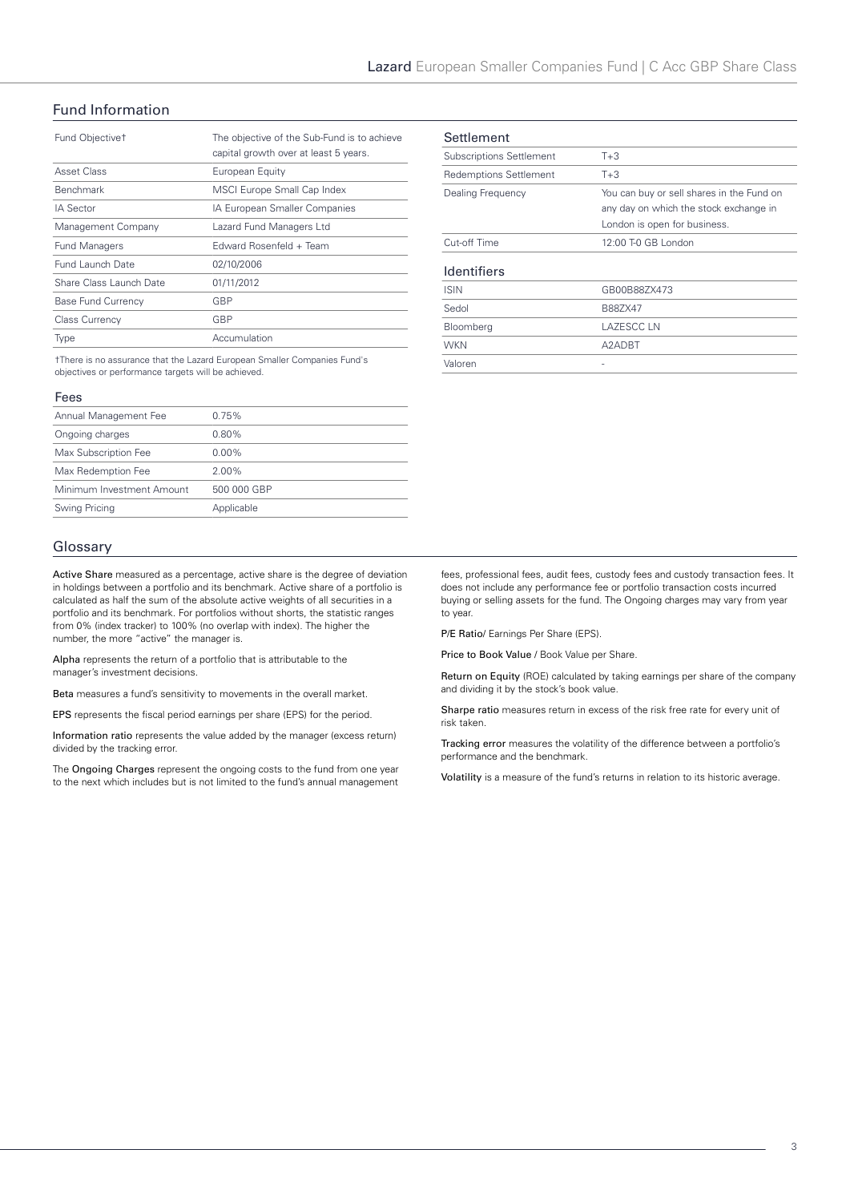## Fund Information

| Fund Objective† | The objective of the Sub-Fund is to achieve capital growth over at least 5 years. |
|---|---|
| Asset Class | European Equity |
| Benchmark | MSCI Europe Small Cap Index |
| IA Sector | IA European Smaller Companies |
| Management Company | Lazard Fund Managers Ltd |
| Fund Managers | Edward Rosenfeld + Team |
| Fund Launch Date | 02/10/2006 |
| Share Class Launch Date | 01/11/2012 |
| Base Fund Currency | GBP |
| Class Currency | GBP |
| Type | Accumulation |

†There is no assurance that the Lazard European Smaller Companies Fund's objectives or performance targets will be achieved.

### Fees

| Annual Management Fee | 0.75% |
|---|---|
| Ongoing charges | 0.80% |
| Max Subscription Fee | 0.00% |
| Max Redemption Fee | 2.00% |
| Minimum Investment Amount | 500 000 GBP |
| Swing Pricing | Applicable |

### Settlement

| Subscriptions Settlement | T+3 |
|---|---|
| Redemptions Settlement | T+3 |
| Dealing Frequency | You can buy or sell shares in the Fund on any day on which the stock exchange in London is open for business. |
| Cut-off Time | 12:00 T-0 GB London |

### Identifiers

| ISIN | GB00B88ZX473 |
|---|---|
| Sedol | B88ZX47 |
| Bloomberg | LAZESCC LN |
| WKN | A2ADBT |
| Valoren | - |

## Glossary

**Active Share** measured as a percentage, active share is the degree of deviation in holdings between a portfolio and its benchmark. Active share of a portfolio is calculated as half the sum of the absolute active weights of all securities in a portfolio and its benchmark. For portfolios without shorts, the statistic ranges from 0% (index tracker) to 100% (no overlap with index). The higher the number, the more "active" the manager is.

**Alpha** represents the return of a portfolio that is attributable to the manager's investment decisions.

**Beta** measures a fund's sensitivity to movements in the overall market.

**EPS** represents the fiscal period earnings per share (EPS) for the period.

**Information ratio** represents the value added by the manager (excess return) divided by the tracking error.

The **Ongoing Charges** represent the ongoing costs to the fund from one year to the next which includes but is not limited to the fund's annual management fees, professional fees, audit fees, custody fees and custody transaction fees. It does not include any performance fee or portfolio transaction costs incurred buying or selling assets for the fund. The Ongoing charges may vary from year to year.

**P/E Ratio**/ Earnings Per Share (EPS).

**Price to Book Value** / Book Value per Share.

**Return on Equity** (ROE) calculated by taking earnings per share of the company and dividing it by the stock's book value.

**Sharpe ratio** measures return in excess of the risk free rate for every unit of risk taken.

**Tracking error** measures the volatility of the difference between a portfolio's performance and the benchmark.

**Volatility** is a measure of the fund's returns in relation to its historic average.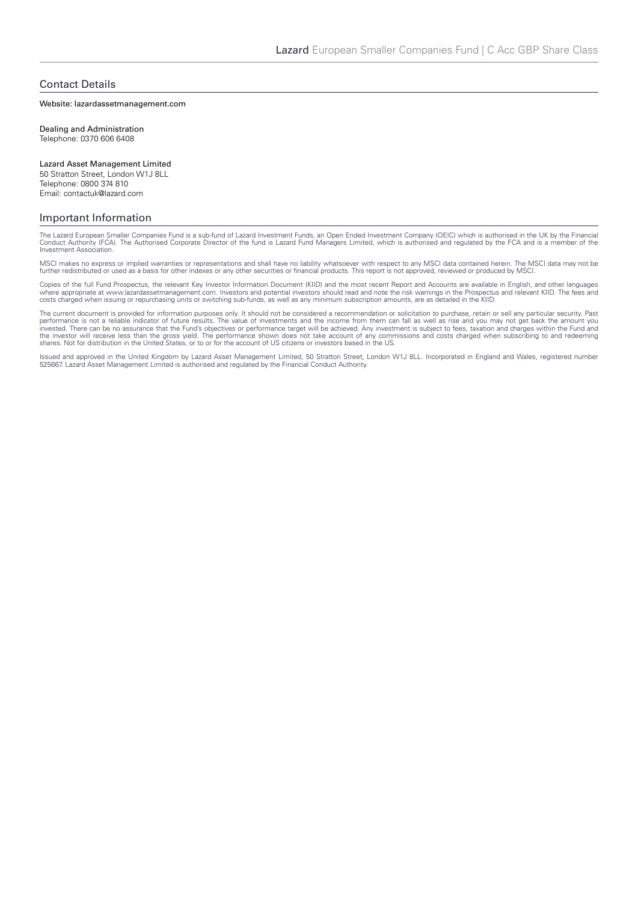## Contact Details

Website: lazardassetmanagement.com

Dealing and Administration
Telephone: 0370 606 6408

Lazard Asset Management Limited
50 Stratton Street, London W1J 8LL
Telephone: 0800 374 810
Email: contactuk@lazard.com

## Important Information

The Lazard European Smaller Companies Fund is a sub-fund of Lazard Investment Funds, an Open Ended Investment Company (OEIC) which is authorised in the UK by the Financial Conduct Authority (FCA). The Authorised Corporate Director of the fund is Lazard Fund Managers Limited, which is authorised and regulated by the FCA and is a member of the Investment Association.

MSCI makes no express or implied warranties or representations and shall have no liability whatsoever with respect to any MSCI data contained herein. The MSCI data may not be further redistributed or used as a basis for other indexes or any other securities or financial products. This report is not approved, reviewed or produced by MSCI.

Copies of the full Fund Prospectus, the relevant Key Investor Information Document (KIID) and the most recent Report and Accounts are available in English, and other languages where appropriate at www.lazardassetmanagement.com. Investors and potential investors should read and note the risk warnings in the Prospectus and relevant KIID. The fees and costs charged when issuing or repurchasing units or switching sub-funds, as well as any minimum subscription amounts, are as detailed in the KIID.

The current document is provided for information purposes only. It should not be considered a recommendation or solicitation to purchase, retain or sell any particular security. Past performance is not a reliable indicator of future results. The value of investments and the income from them can fall as well as rise and you may not get back the amount you invested. There can be no assurance that the Fund's objectives or performance target will be achieved. Any investment is subject to fees, taxation and charges within the Fund and the investor will receive less than the gross yield. The performance shown does not take account of any commissions and costs charged when subscribing to and redeeming shares. Not for distribution in the United States, or to or for the account of US citizens or investors based in the US.

Issued and approved in the United Kingdom by Lazard Asset Management Limited, 50 Stratton Street, London W1J 8LL. Incorporated in England and Wales, registered number 525667. Lazard Asset Management Limited is authorised and regulated by the Financial Conduct Authority.